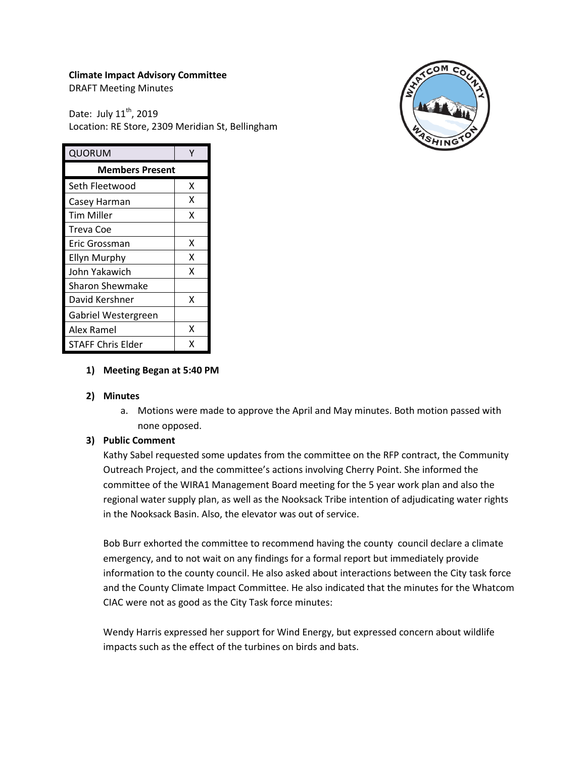**Climate Impact Advisory Committee**
DRAFT Meeting Minutes

Date: July 11th, 2019
Location: RE Store, 2309 Meridian St, Bellingham

| QUORUM | Y |
|---|---|
| **Members Present** | |
| Seth Fleetwood | X |
| Casey Harman | X |
| Tim Miller | X |
| Treva Coe | |
| Eric Grossman | X |
| Ellyn Murphy | X |
| John Yakawich | X |
| Sharon Shewmake | |
| David Kershner | X |
| Gabriel Westergreen | |
| Alex Ramel | X |
| STAFF Chris Elder | X |

1) **Meeting Began at 5:40 PM**

2) **Minutes**
   a. Motions were made to approve the April and May minutes. Both motion passed with none opposed.

3) **Public Comment**

Kathy Sabel requested some updates from the committee on the RFP contract, the Community Outreach Project, and the committee's actions involving Cherry Point. She informed the committee of the WIRA1 Management Board meeting for the 5 year work plan and also the regional water supply plan, as well as the Nooksack Tribe intention of adjudicating water rights in the Nooksack Basin. Also, the elevator was out of service.

Bob Burr exhorted the committee to recommend having the county council declare a climate emergency, and to not wait on any findings for a formal report but immediately provide information to the county council. He also asked about interactions between the City task force and the County Climate Impact Committee. He also indicated that the minutes for the Whatcom CIAC were not as good as the City Task force minutes:

Wendy Harris expressed her support for Wind Energy, but expressed concern about wildlife impacts such as the effect of the turbines on birds and bats.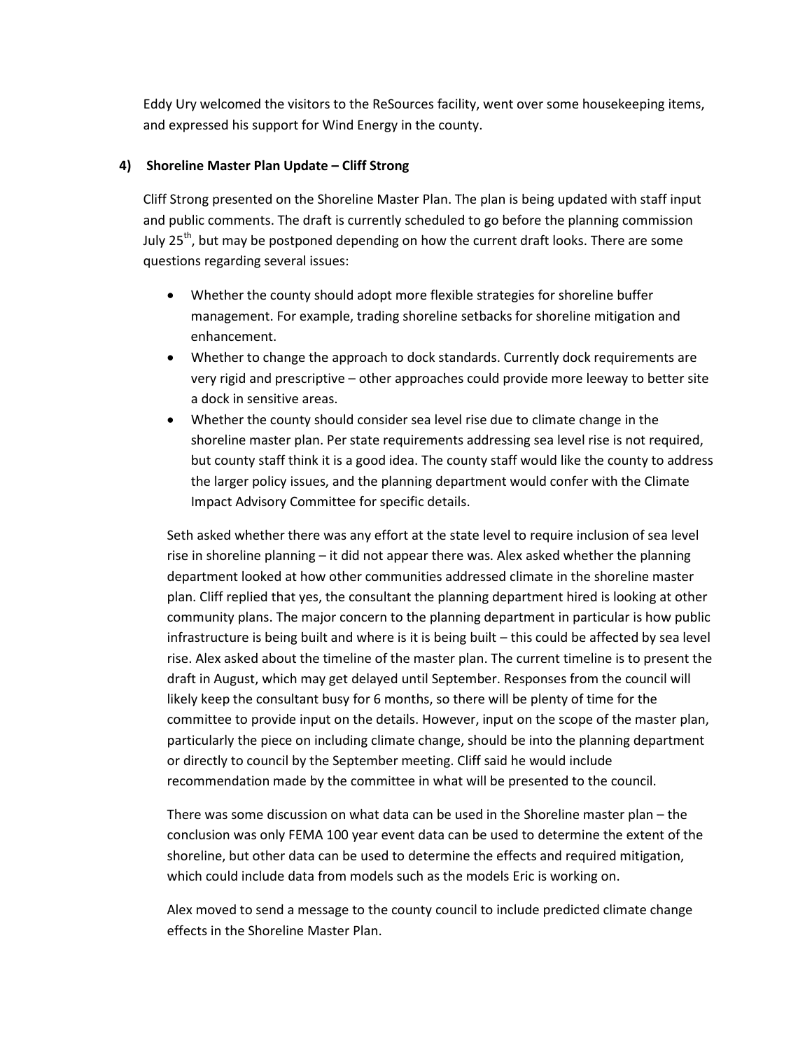Eddy Ury welcomed the visitors to the ReSources facility, went over some housekeeping items, and expressed his support for Wind Energy in the county.

**4) Shoreline Master Plan Update – Cliff Strong**

Cliff Strong presented on the Shoreline Master Plan. The plan is being updated with staff input and public comments. The draft is currently scheduled to go before the planning commission July 25th, but may be postponed depending on how the current draft looks. There are some questions regarding several issues:

- Whether the county should adopt more flexible strategies for shoreline buffer management. For example, trading shoreline setbacks for shoreline mitigation and enhancement.
- Whether to change the approach to dock standards. Currently dock requirements are very rigid and prescriptive – other approaches could provide more leeway to better site a dock in sensitive areas.
- Whether the county should consider sea level rise due to climate change in the shoreline master plan. Per state requirements addressing sea level rise is not required, but county staff think it is a good idea. The county staff would like the county to address the larger policy issues, and the planning department would confer with the Climate Impact Advisory Committee for specific details.

Seth asked whether there was any effort at the state level to require inclusion of sea level rise in shoreline planning – it did not appear there was. Alex asked whether the planning department looked at how other communities addressed climate in the shoreline master plan. Cliff replied that yes, the consultant the planning department hired is looking at other community plans. The major concern to the planning department in particular is how public infrastructure is being built and where is it is being built – this could be affected by sea level rise. Alex asked about the timeline of the master plan. The current timeline is to present the draft in August, which may get delayed until September. Responses from the council will likely keep the consultant busy for 6 months, so there will be plenty of time for the committee to provide input on the details. However, input on the scope of the master plan, particularly the piece on including climate change, should be into the planning department or directly to council by the September meeting. Cliff said he would include recommendation made by the committee in what will be presented to the council.

There was some discussion on what data can be used in the Shoreline master plan – the conclusion was only FEMA 100 year event data can be used to determine the extent of the shoreline, but other data can be used to determine the effects and required mitigation, which could include data from models such as the models Eric is working on.

Alex moved to send a message to the county council to include predicted climate change effects in the Shoreline Master Plan.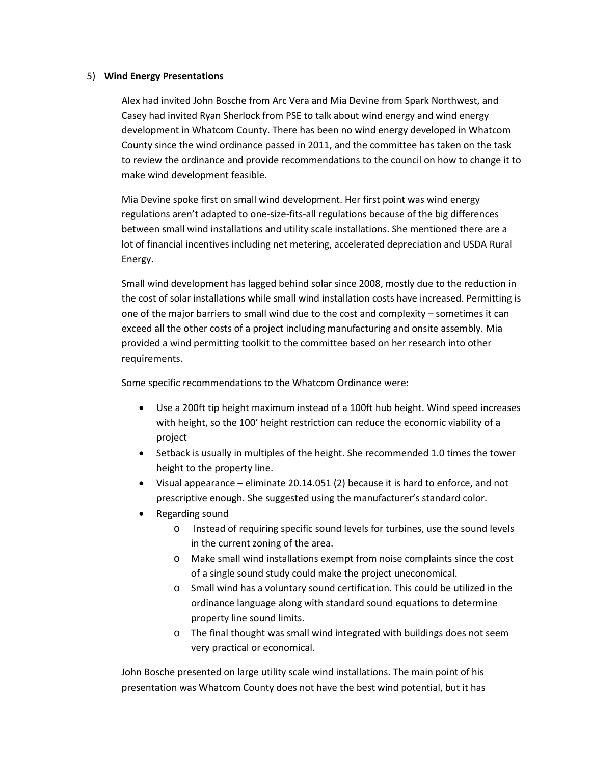5) **Wind Energy Presentations**

Alex had invited John Bosche from Arc Vera and Mia Devine from Spark Northwest, and Casey had invited Ryan Sherlock from PSE to talk about wind energy and wind energy development in Whatcom County. There has been no wind energy developed in Whatcom County since the wind ordinance passed in 2011, and the committee has taken on the task to review the ordinance and provide recommendations to the council on how to change it to make wind development feasible.

Mia Devine spoke first on small wind development. Her first point was wind energy regulations aren't adapted to one-size-fits-all regulations because of the big differences between small wind installations and utility scale installations. She mentioned there are a lot of financial incentives including net metering, accelerated depreciation and USDA Rural Energy.

Small wind development has lagged behind solar since 2008, mostly due to the reduction in the cost of solar installations while small wind installation costs have increased. Permitting is one of the major barriers to small wind due to the cost and complexity – sometimes it can exceed all the other costs of a project including manufacturing and onsite assembly. Mia provided a wind permitting toolkit to the committee based on her research into other requirements.

Some specific recommendations to the Whatcom Ordinance were:

- Use a 200ft tip height maximum instead of a 100ft hub height. Wind speed increases with height, so the 100' height restriction can reduce the economic viability of a project
- Setback is usually in multiples of the height. She recommended 1.0 times the tower height to the property line.
- Visual appearance – eliminate 20.14.051 (2) because it is hard to enforce, and not prescriptive enough. She suggested using the manufacturer's standard color.
- Regarding sound
  - Instead of requiring specific sound levels for turbines, use the sound levels in the current zoning of the area.
  - Make small wind installations exempt from noise complaints since the cost of a single sound study could make the project uneconomical.
  - Small wind has a voluntary sound certification. This could be utilized in the ordinance language along with standard sound equations to determine property line sound limits.
  - The final thought was small wind integrated with buildings does not seem very practical or economical.

John Bosche presented on large utility scale wind installations. The main point of his presentation was Whatcom County does not have the best wind potential, but it has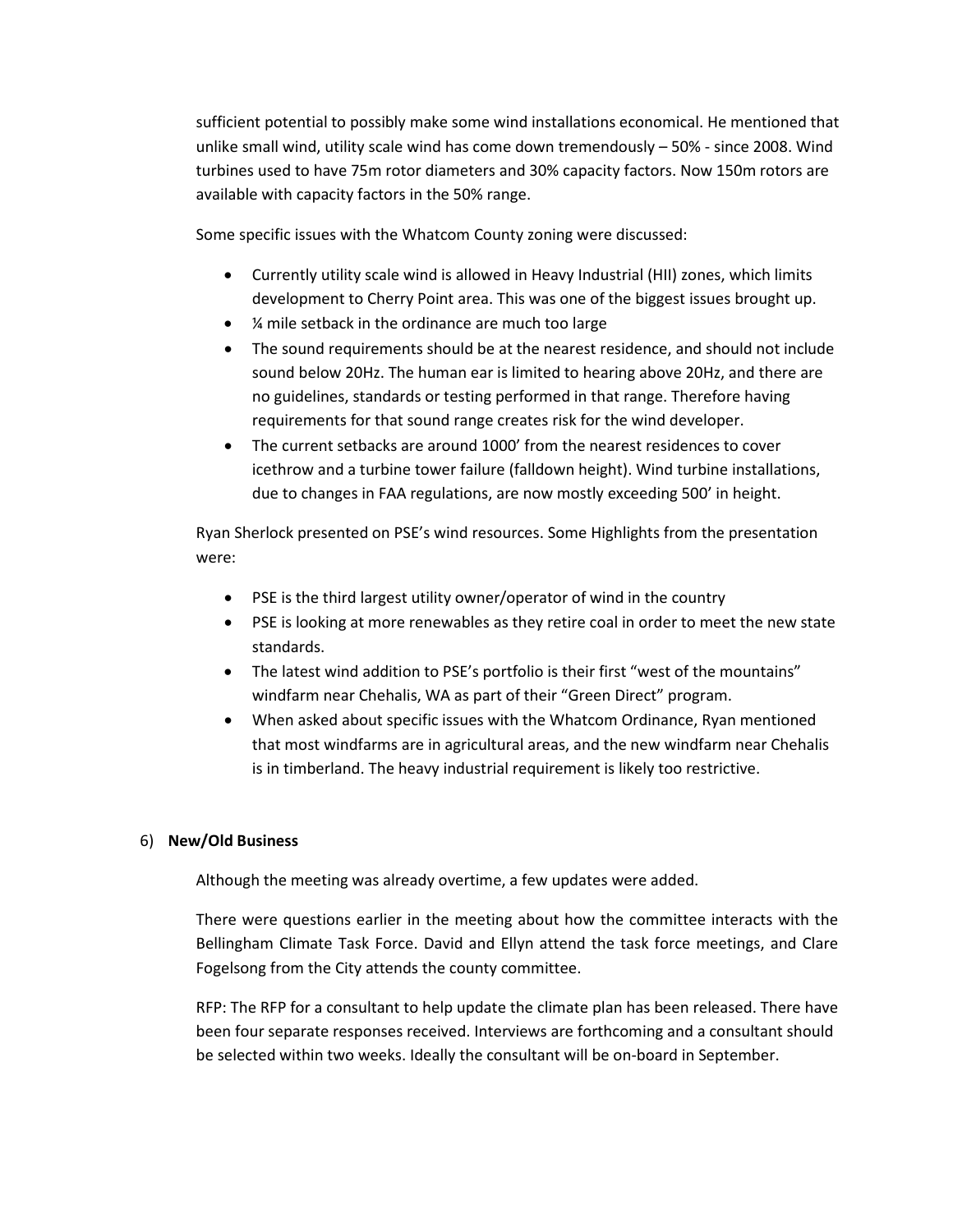sufficient potential to possibly make some wind installations economical. He mentioned that unlike small wind, utility scale wind has come down tremendously – 50% - since 2008. Wind turbines used to have 75m rotor diameters and 30% capacity factors. Now 150m rotors are available with capacity factors in the 50% range.

Some specific issues with the Whatcom County zoning were discussed:

- Currently utility scale wind is allowed in Heavy Industrial (HII) zones, which limits development to Cherry Point area. This was one of the biggest issues brought up.
- ¼ mile setback in the ordinance are much too large
- The sound requirements should be at the nearest residence, and should not include sound below 20Hz. The human ear is limited to hearing above 20Hz, and there are no guidelines, standards or testing performed in that range. Therefore having requirements for that sound range creates risk for the wind developer.
- The current setbacks are around 1000' from the nearest residences to cover icethrow and a turbine tower failure (falldown height). Wind turbine installations, due to changes in FAA regulations, are now mostly exceeding 500' in height.

Ryan Sherlock presented on PSE's wind resources. Some Highlights from the presentation were:

- PSE is the third largest utility owner/operator of wind in the country
- PSE is looking at more renewables as they retire coal in order to meet the new state standards.
- The latest wind addition to PSE's portfolio is their first "west of the mountains" windfarm near Chehalis, WA as part of their "Green Direct" program.
- When asked about specific issues with the Whatcom Ordinance, Ryan mentioned that most windfarms are in agricultural areas, and the new windfarm near Chehalis is in timberland. The heavy industrial requirement is likely too restrictive.

6) **New/Old Business**

Although the meeting was already overtime, a few updates were added.

There were questions earlier in the meeting about how the committee interacts with the Bellingham Climate Task Force. David and Ellyn attend the task force meetings, and Clare Fogelsong from the City attends the county committee.

RFP: The RFP for a consultant to help update the climate plan has been released. There have been four separate responses received. Interviews are forthcoming and a consultant should be selected within two weeks. Ideally the consultant will be on-board in September.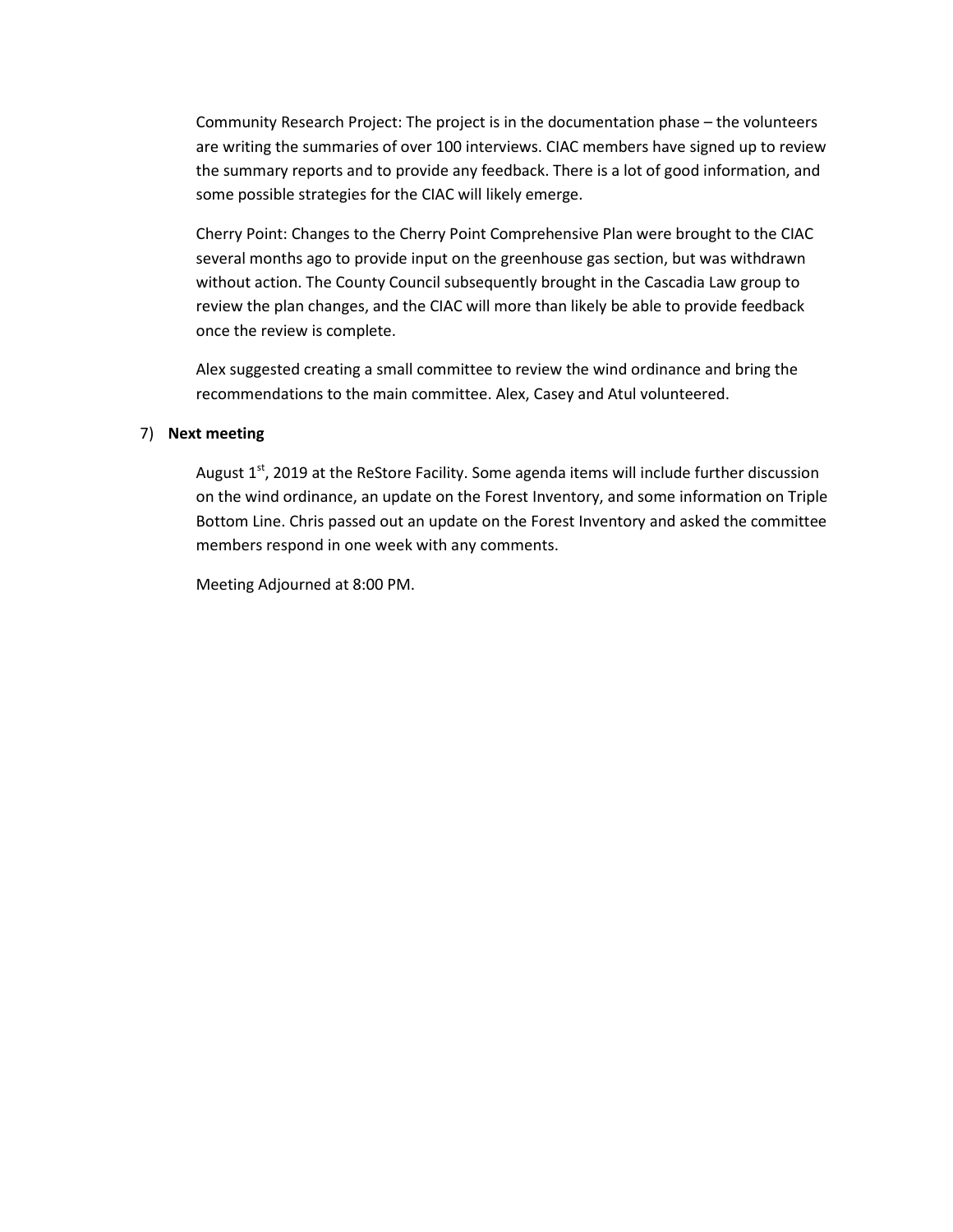Community Research Project: The project is in the documentation phase – the volunteers are writing the summaries of over 100 interviews. CIAC members have signed up to review the summary reports and to provide any feedback. There is a lot of good information, and some possible strategies for the CIAC will likely emerge.

Cherry Point: Changes to the Cherry Point Comprehensive Plan were brought to the CIAC several months ago to provide input on the greenhouse gas section, but was withdrawn without action. The County Council subsequently brought in the Cascadia Law group to review the plan changes, and the CIAC will more than likely be able to provide feedback once the review is complete.

Alex suggested creating a small committee to review the wind ordinance and bring the recommendations to the main committee. Alex, Casey and Atul volunteered.

7) **Next meeting**

August 1st, 2019 at the ReStore Facility. Some agenda items will include further discussion on the wind ordinance, an update on the Forest Inventory, and some information on Triple Bottom Line. Chris passed out an update on the Forest Inventory and asked the committee members respond in one week with any comments.

Meeting Adjourned at 8:00 PM.